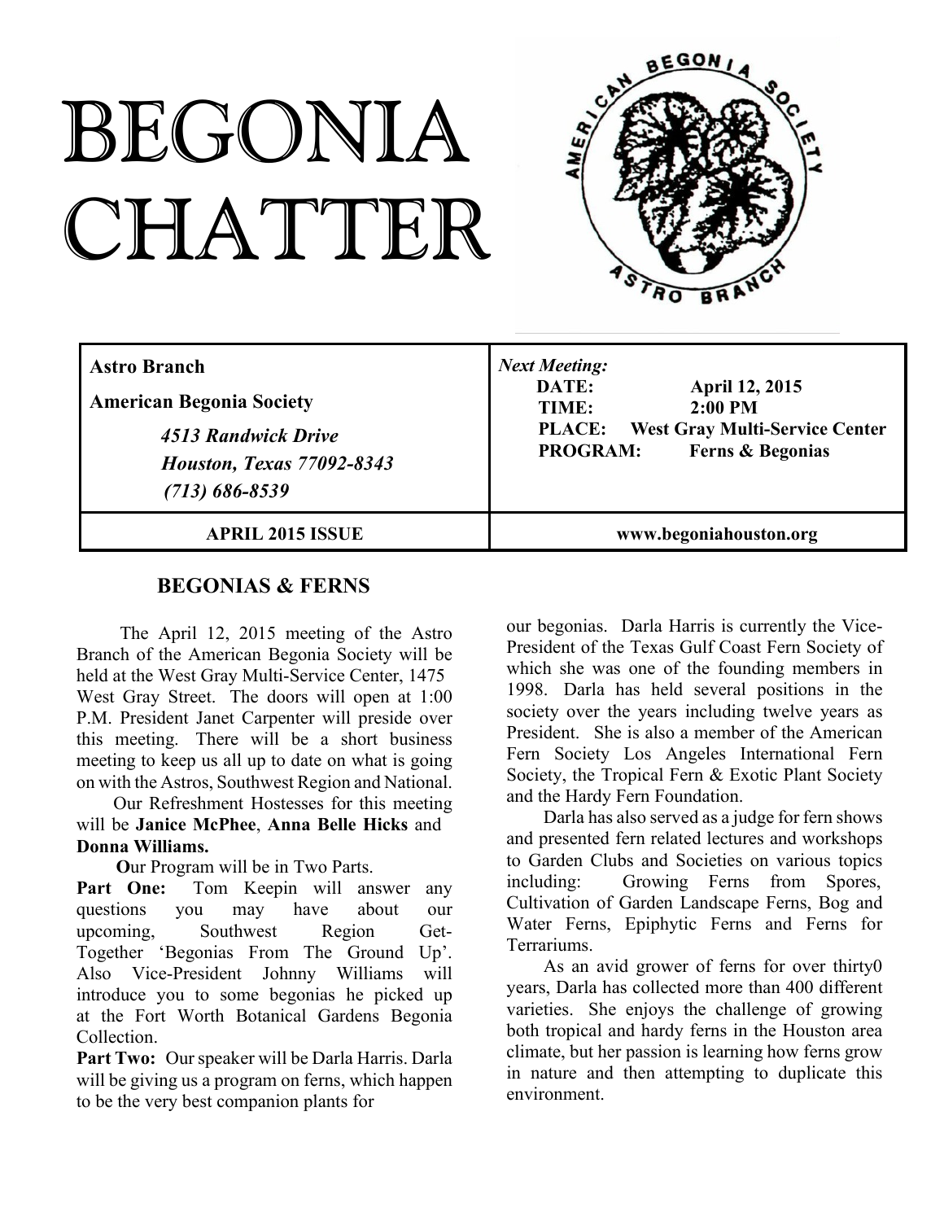# BEGONIA CHATTER

| **Astro Branch**<br>**American Begonia Society**<br>***4513 Randwick Drive***<br>***Houston, Texas 77092-8343***<br>***(713) 686-8539*** | ***Next Meeting:***<br>**DATE:** **April 12, 2015**<br>**TIME:** **2:00 PM**<br>**PLACE:** **West Gray Multi-Service Center**<br>**PROGRAM:** **Ferns & Begonias** |
|---|---|
| **APRIL 2015 ISSUE** | **www.begoniahouston.org** |

## BEGONIAS & FERNS

The April 12, 2015 meeting of the Astro Branch of the American Begonia Society will be held at the West Gray Multi-Service Center, 1475 West Gray Street. The doors will open at 1:00 P.M. President Janet Carpenter will preside over this meeting. There will be a short business meeting to keep us all up to date on what is going on with the Astros, Southwest Region and National.

Our Refreshment Hostesses for this meeting will be **Janice McPhee**, **Anna Belle Hicks** and **Donna Williams.**

**O**ur Program will be in Two Parts.

**Part One:** Tom Keepin will answer any questions you may have about our upcoming, Southwest Region Get-Together 'Begonias From The Ground Up'. Also Vice-President Johnny Williams will introduce you to some begonias he picked up at the Fort Worth Botanical Gardens Begonia Collection.

**Part Two:** Our speaker will be Darla Harris. Darla will be giving us a program on ferns, which happen to be the very best companion plants for our begonias. Darla Harris is currently the Vice-President of the Texas Gulf Coast Fern Society of which she was one of the founding members in 1998. Darla has held several positions in the society over the years including twelve years as President. She is also a member of the American Fern Society Los Angeles International Fern Society, the Tropical Fern & Exotic Plant Society and the Hardy Fern Foundation.

Darla has also served as a judge for fern shows and presented fern related lectures and workshops to Garden Clubs and Societies on various topics including: Growing Ferns from Spores, Cultivation of Garden Landscape Ferns, Bog and Water Ferns, Epiphytic Ferns and Ferns for Terrariums.

As an avid grower of ferns for over thirty0 years, Darla has collected more than 400 different varieties. She enjoys the challenge of growing both tropical and hardy ferns in the Houston area climate, but her passion is learning how ferns grow in nature and then attempting to duplicate this environment.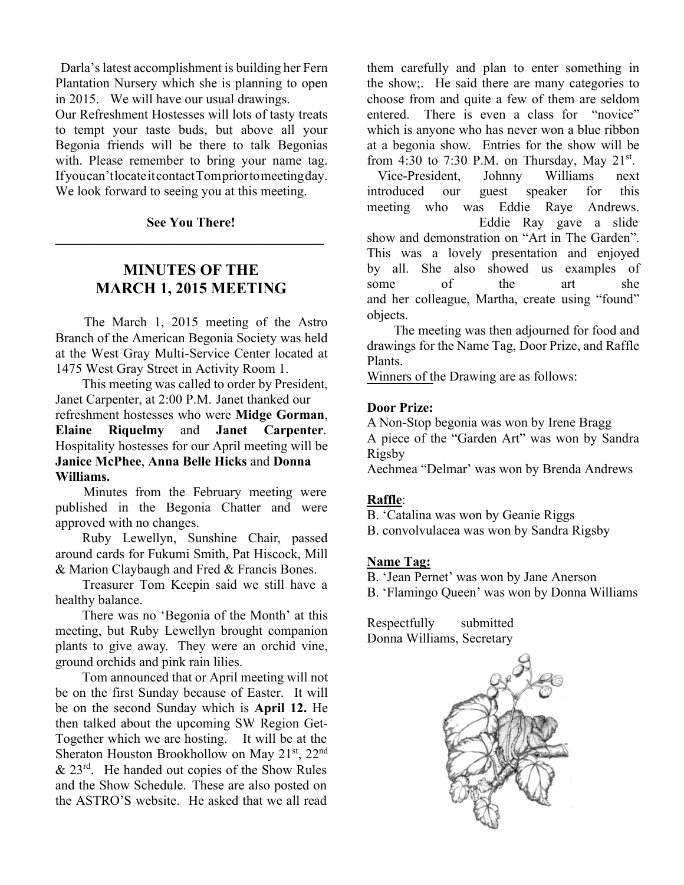Darla's latest accomplishment is building her Fern Plantation Nursery which she is planning to open in 2015. We will have our usual drawings.

Our Refreshment Hostesses will lots of tasty treats to tempt your taste buds, but above all your Begonia friends will be there to talk Begonias with. Please remember to bring your name tag. If you can't locate it contact Tom prior to meeting day. We look forward to seeing you at this meeting.

**See You There!**

---

## MINUTES OF THE MARCH 1, 2015 MEETING

The March 1, 2015 meeting of the Astro Branch of the American Begonia Society was held at the West Gray Multi-Service Center located at 1475 West Gray Street in Activity Room 1.

This meeting was called to order by President, Janet Carpenter, at 2:00 P.M. Janet thanked our refreshment hostesses who were **Midge Gorman**, **Elaine Riquelmy** and **Janet Carpenter**. Hospitality hostesses for our April meeting will be **Janice McPhee**, **Anna Belle Hicks** and **Donna Williams.**

Minutes from the February meeting were published in the Begonia Chatter and were approved with no changes.

Ruby Lewellyn, Sunshine Chair, passed around cards for Fukumi Smith, Pat Hiscock, Mill & Marion Claybaugh and Fred & Francis Bones.

Treasurer Tom Keepin said we still have a healthy balance.

There was no 'Begonia of the Month' at this meeting, but Ruby Lewellyn brought companion plants to give away. They were an orchid vine, ground orchids and pink rain lilies.

Tom announced that or April meeting will not be on the first Sunday because of Easter. It will be on the second Sunday which is **April 12.** He then talked about the upcoming SW Region Get-Together which we are hosting. It will be at the Sheraton Houston Brookhollow on May 21st, 22nd & 23rd. He handed out copies of the Show Rules and the Show Schedule. These are also posted on the ASTRO'S website. He asked that we all read them carefully and plan to enter something in the show;. He said there are many categories to choose from and quite a few of them are seldom entered. There is even a class for "novice" which is anyone who has never won a blue ribbon at a begonia show. Entries for the show will be from 4:30 to 7:30 P.M. on Thursday, May 21st.

Vice-President, Johnny Williams next introduced our guest speaker for this meeting who was Eddie Raye Andrews. Eddie Ray gave a slide show and demonstration on "Art in The Garden". This was a lovely presentation and enjoyed by all. She also showed us examples of some of the art she and her colleague, Martha, create using "found" objects.

The meeting was then adjourned for food and drawings for the Name Tag, Door Prize, and Raffle Plants.

Winners of the Drawing are as follows:

**Door Prize:**

A Non-Stop begonia was won by Irene Bragg

A piece of the "Garden Art" was won by Sandra Rigsby

Aechmea "Delmar' was won by Brenda Andrews

**Raffle**:

B. 'Catalina was won by Geanie Riggs

B. convolvulacea was won by Sandra Rigsby

**Name Tag:**

B. 'Jean Pernet' was won by Jane Anerson

B. 'Flamingo Queen' was won by Donna Williams

Respectfully submitted
Donna Williams, Secretary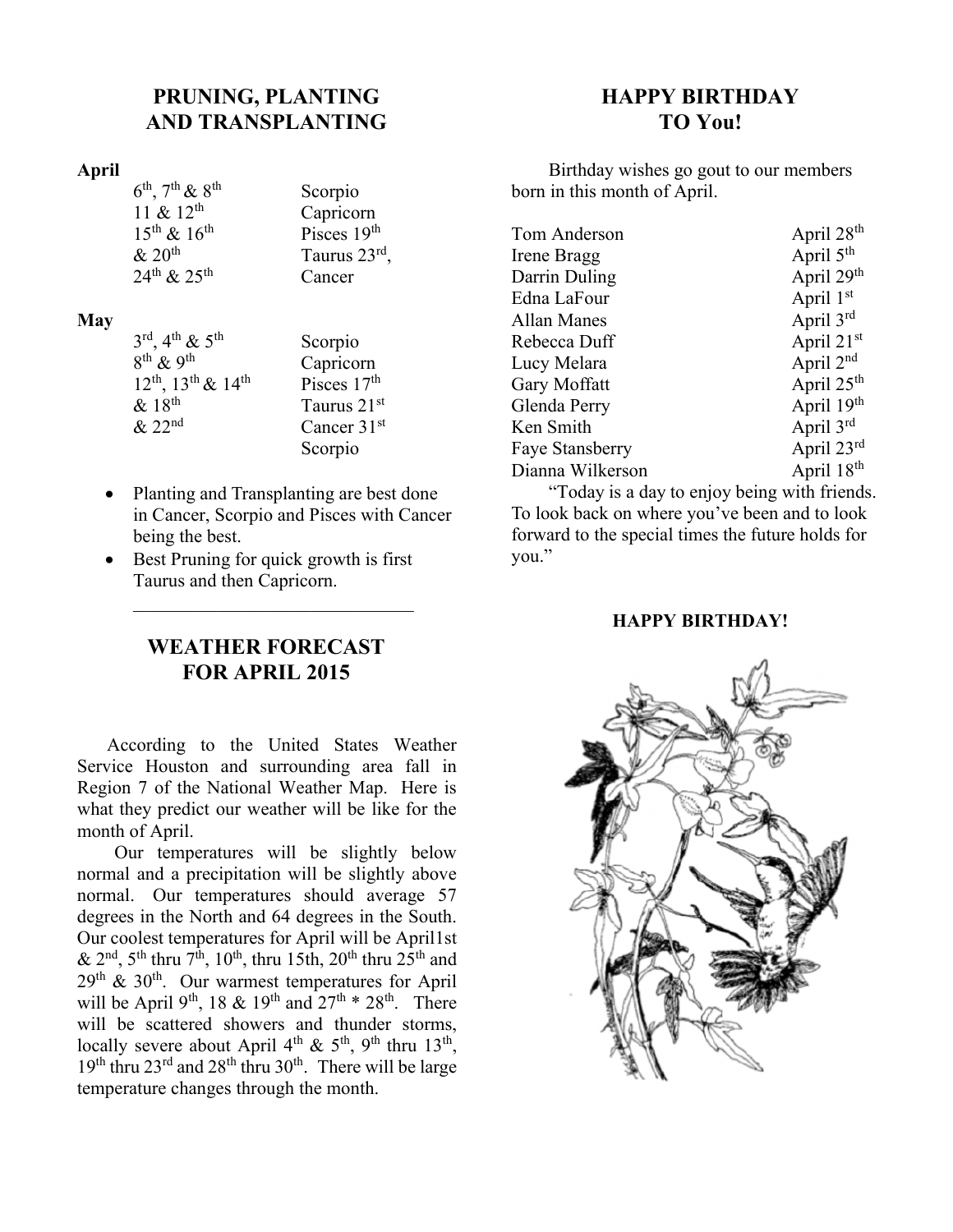## PRUNING, PLANTING AND TRANSPLANTING

**April**

| | |
|---|---|
| 6th, 7th & 8th | Scorpio |
| 11 & 12th | Capricorn |
| 15th & 16th | Pisces 19th |
| & 20th | Taurus 23rd, |
| 24th & 25th | Cancer |

**May**

| | |
|---|---|
| 3rd, 4th & 5th | Scorpio |
| 8th & 9th | Capricorn |
| 12th, 13th & 14th | Pisces 17th |
| & 18th | Taurus 21st |
| & 22nd | Cancer 31st |
| | Scorpio |

- Planting and Transplanting are best done in Cancer, Scorpio and Pisces with Cancer being the best.
- Best Pruning for quick growth is first Taurus and then Capricorn.

---

## WEATHER FORECAST FOR APRIL 2015

According to the United States Weather Service Houston and surrounding area fall in Region 7 of the National Weather Map. Here is what they predict our weather will be like for the month of April.

Our temperatures will be slightly below normal and a precipitation will be slightly above normal. Our temperatures should average 57 degrees in the North and 64 degrees in the South. Our coolest temperatures for April will be April1st & 2nd, 5th thru 7th, 10th, thru 15th, 20th thru 25th and 29th & 30th. Our warmest temperatures for April will be April 9th, 18 & 19th and 27th * 28th. There will be scattered showers and thunder storms, locally severe about April 4th & 5th, 9th thru 13th, 19th thru 23rd and 28th thru 30th. There will be large temperature changes through the month.

## HAPPY BIRTHDAY TO You!

Birthday wishes go gout to our members born in this month of April.

| | |
|---|---|
| Tom Anderson | April 28th |
| Irene Bragg | April 5th |
| Darrin Duling | April 29th |
| Edna LaFour | April 1st |
| Allan Manes | April 3rd |
| Rebecca Duff | April 21st |
| Lucy Melara | April 2nd |
| Gary Moffatt | April 25th |
| Glenda Perry | April 19th |
| Ken Smith | April 3rd |
| Faye Stansberry | April 23rd |
| Dianna Wilkerson | April 18th |

"Today is a day to enjoy being with friends. To look back on where you've been and to look forward to the special times the future holds for you."

**HAPPY BIRTHDAY!**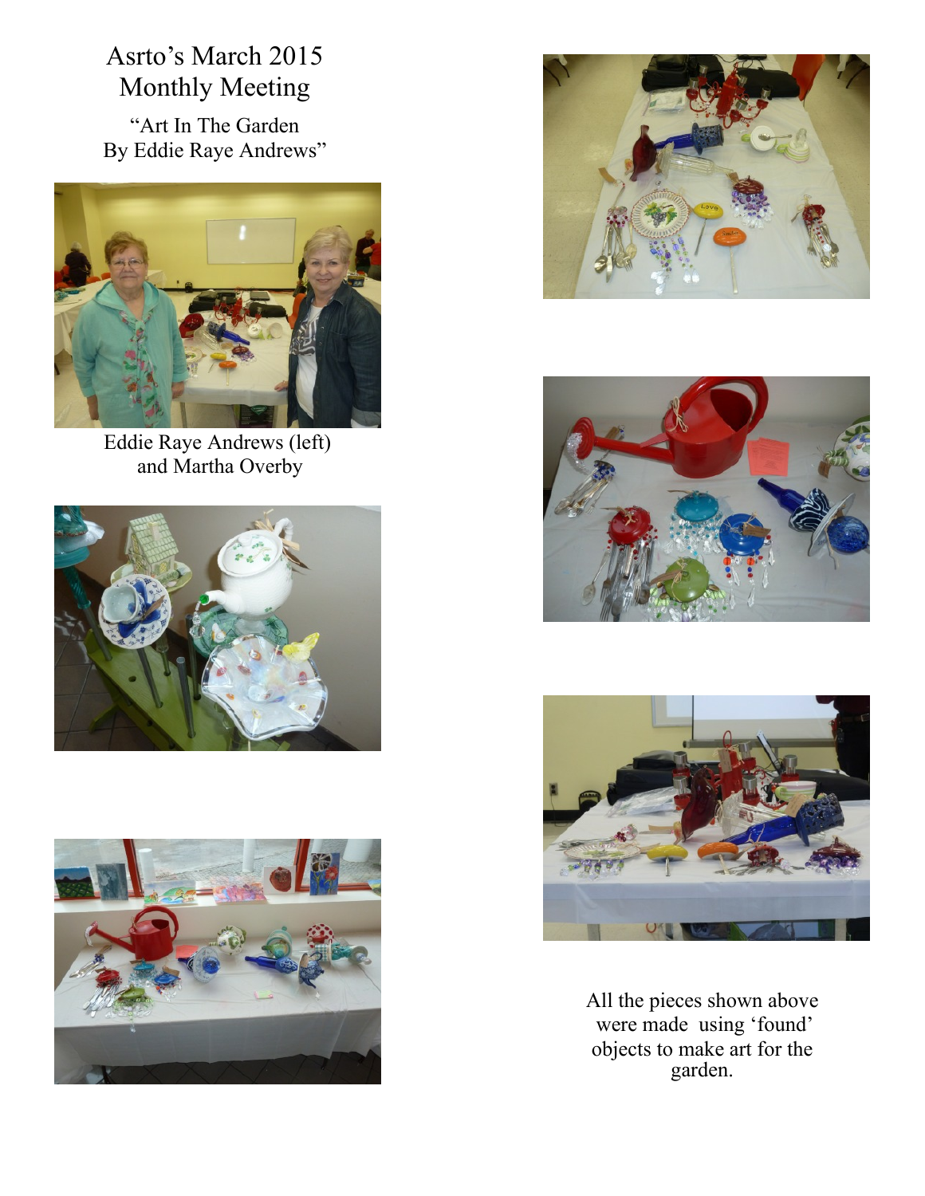# Asrto's March 2015 Monthly Meeting

"Art In The Garden
By Eddie Raye Andrews"

Eddie Raye Andrews (left)
and Martha Overby

All the pieces shown above were made using 'found' objects to make art for the garden.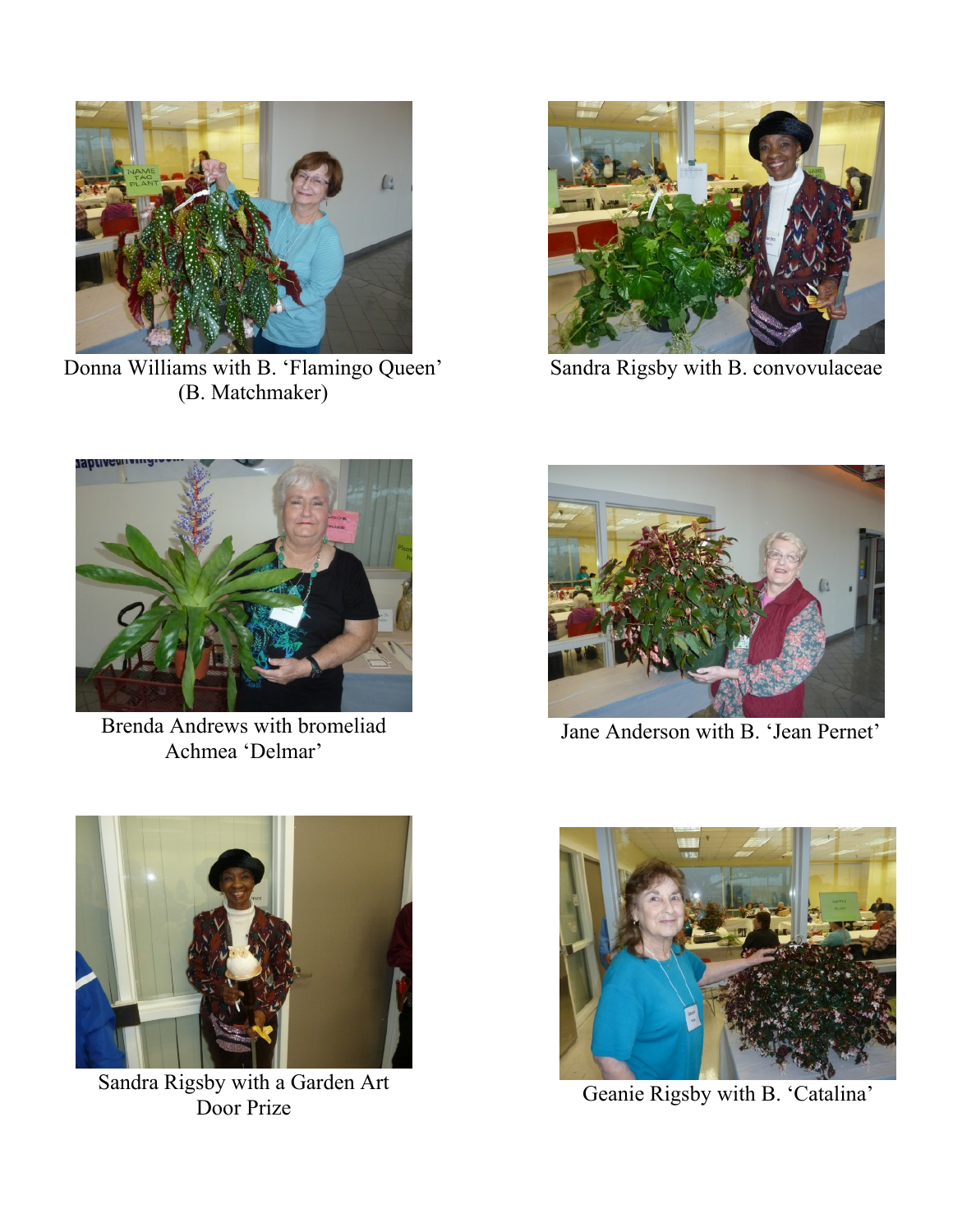Donna Williams with B. 'Flamingo Queen' (B. Matchmaker)

Sandra Rigsby with B. convovulaceae

Brenda Andrews with bromeliad Achmea 'Delmar'

Jane Anderson with B. 'Jean Pernet'

Sandra Rigsby with a Garden Art Door Prize

Geanie Rigsby with B. 'Catalina'